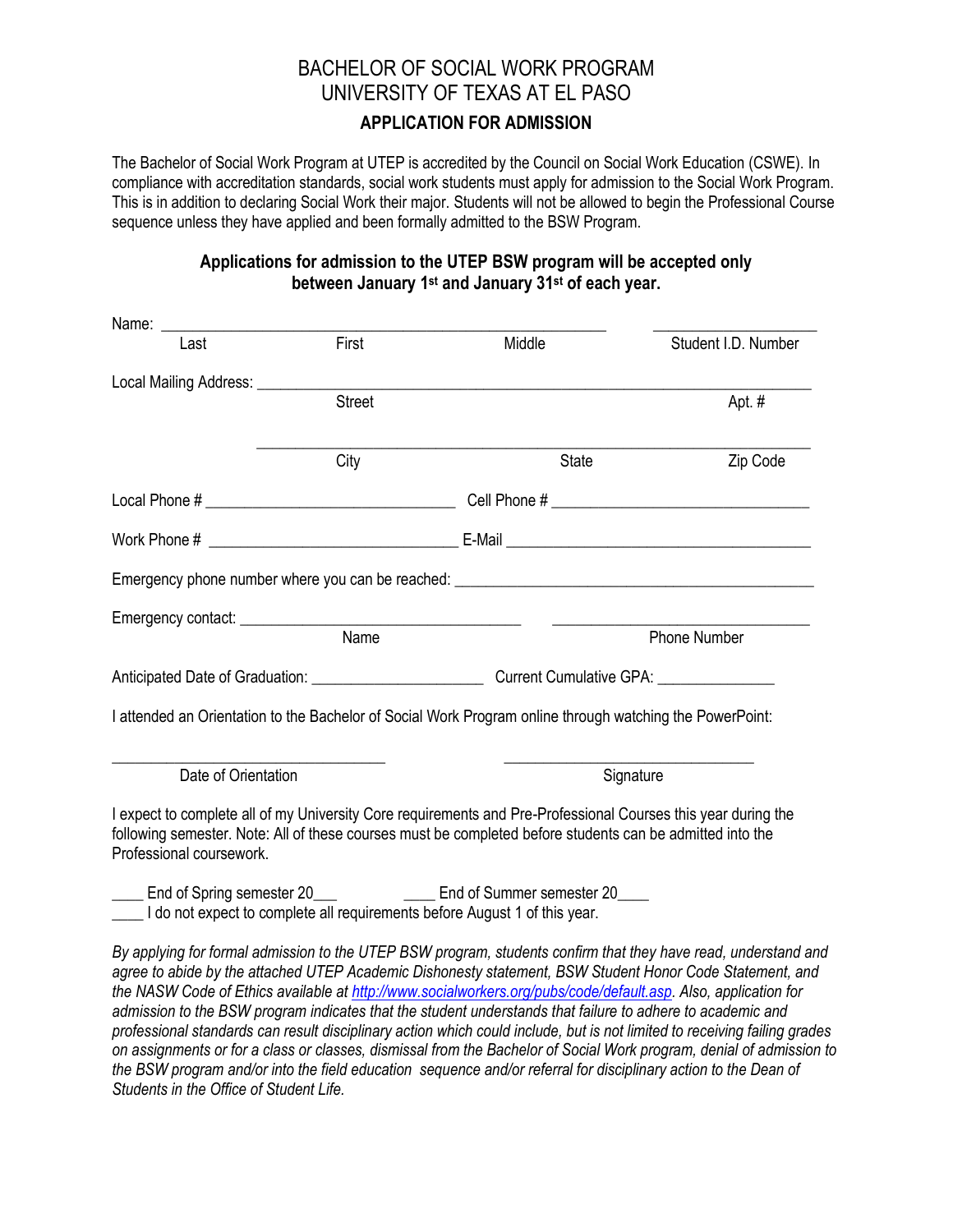# BACHELOR OF SOCIAL WORK PROGRAM
# UNIVERSITY OF TEXAS AT EL PASO

## APPLICATION FOR ADMISSION

The Bachelor of Social Work Program at UTEP is accredited by the Council on Social Work Education (CSWE). In compliance with accreditation standards, social work students must apply for admission to the Social Work Program. This is in addition to declaring Social Work their major. Students will not be allowed to begin the Professional Course sequence unless they have applied and been formally admitted to the BSW Program.

**Applications for admission to the UTEP BSW program will be accepted only between January 1st and January 31st of each year.**

Name: ______________________________________________________ ____________________
Last First Middle Student I.D. Number

Local Mailing Address: _________________________________________________________________
Street Apt. #

_________________________________________________________________
City State Zip Code

Local Phone # ______________________________ Cell Phone # _______________________________

Work Phone # ______________________________ E-Mail ____________________________________

Emergency phone number where you can be reached: ____________________________________________

Emergency contact: __________________________________ _______________________________
Name Phone Number

Anticipated Date of Graduation: _____________________ Current Cumulative GPA: ______________

I attended an Orientation to the Bachelor of Social Work Program online through watching the PowerPoint:

_________________________________ ______________________________
Date of Orientation Signature

I expect to complete all of my University Core requirements and Pre-Professional Courses this year during the following semester. Note: All of these courses must be completed before students can be admitted into the Professional coursework.

____ End of Spring semester 20___ ____ End of Summer semester 20____
____ I do not expect to complete all requirements before August 1 of this year.

*By applying for formal admission to the UTEP BSW program, students confirm that they have read, understand and agree to abide by the attached UTEP Academic Dishonesty statement, BSW Student Honor Code Statement, and the NASW Code of Ethics available at [http://www.socialworkers.org/pubs/code/default.asp](http://www.socialworkers.org/pubs/code/default.asp). Also, application for admission to the BSW program indicates that the student understands that failure to adhere to academic and professional standards can result disciplinary action which could include, but is not limited to receiving failing grades on assignments or for a class or classes, dismissal from the Bachelor of Social Work program, denial of admission to the BSW program and/or into the field education sequence and/or referral for disciplinary action to the Dean of Students in the Office of Student Life.*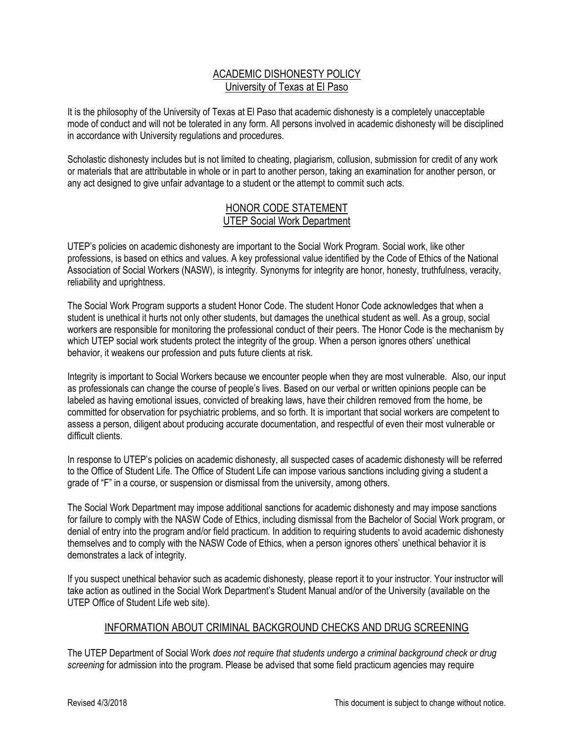## ACADEMIC DISHONESTY POLICY
University of Texas at El Paso

It is the philosophy of the University of Texas at El Paso that academic dishonesty is a completely unacceptable mode of conduct and will not be tolerated in any form. All persons involved in academic dishonesty will be disciplined in accordance with University regulations and procedures.

Scholastic dishonesty includes but is not limited to cheating, plagiarism, collusion, submission for credit of any work or materials that are attributable in whole or in part to another person, taking an examination for another person, or any act designed to give unfair advantage to a student or the attempt to commit such acts.

## HONOR CODE STATEMENT
UTEP Social Work Department

UTEP's policies on academic dishonesty are important to the Social Work Program. Social work, like other professions, is based on ethics and values. A key professional value identified by the Code of Ethics of the National Association of Social Workers (NASW), is integrity. Synonyms for integrity are honor, honesty, truthfulness, veracity, reliability and uprightness.

The Social Work Program supports a student Honor Code. The student Honor Code acknowledges that when a student is unethical it hurts not only other students, but damages the unethical student as well. As a group, social workers are responsible for monitoring the professional conduct of their peers. The Honor Code is the mechanism by which UTEP social work students protect the integrity of the group. When a person ignores others' unethical behavior, it weakens our profession and puts future clients at risk.

Integrity is important to Social Workers because we encounter people when they are most vulnerable. Also, our input as professionals can change the course of people's lives. Based on our verbal or written opinions people can be labeled as having emotional issues, convicted of breaking laws, have their children removed from the home, be committed for observation for psychiatric problems, and so forth. It is important that social workers are competent to assess a person, diligent about producing accurate documentation, and respectful of even their most vulnerable or difficult clients.

In response to UTEP's policies on academic dishonesty, all suspected cases of academic dishonesty will be referred to the Office of Student Life. The Office of Student Life can impose various sanctions including giving a student a grade of "F" in a course, or suspension or dismissal from the university, among others.

The Social Work Department may impose additional sanctions for academic dishonesty and may impose sanctions for failure to comply with the NASW Code of Ethics, including dismissal from the Bachelor of Social Work program, or denial of entry into the program and/or field practicum. In addition to requiring students to avoid academic dishonesty themselves and to comply with the NASW Code of Ethics, when a person ignores others' unethical behavior it is demonstrates a lack of integrity.

If you suspect unethical behavior such as academic dishonesty, please report it to your instructor. Your instructor will take action as outlined in the Social Work Department's Student Manual and/or of the University (available on the UTEP Office of Student Life web site).

## INFORMATION ABOUT CRIMINAL BACKGROUND CHECKS AND DRUG SCREENING

The UTEP Department of Social Work *does not require that students undergo a criminal background check or drug screening* for admission into the program. Please be advised that some field practicum agencies may require

Revised 4/3/2018 This document is subject to change without notice.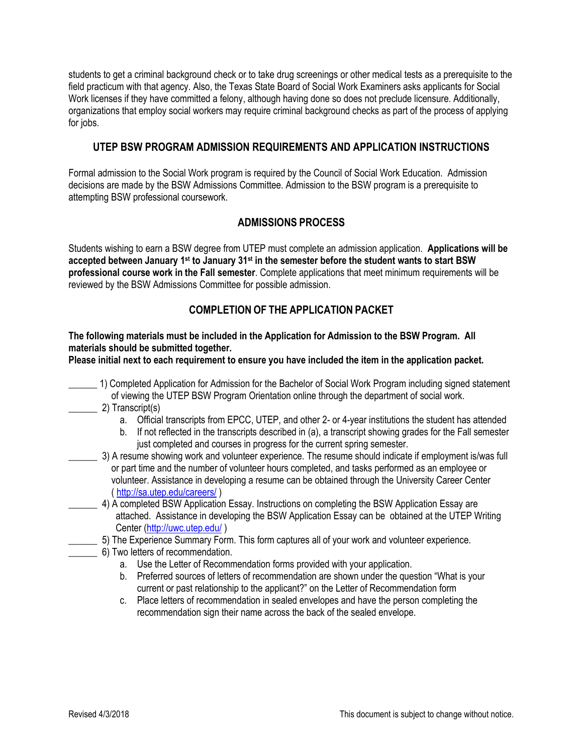students to get a criminal background check or to take drug screenings or other medical tests as a prerequisite to the field practicum with that agency. Also, the Texas State Board of Social Work Examiners asks applicants for Social Work licenses if they have committed a felony, although having done so does not preclude licensure. Additionally, organizations that employ social workers may require criminal background checks as part of the process of applying for jobs.

## UTEP BSW PROGRAM ADMISSION REQUIREMENTS AND APPLICATION INSTRUCTIONS

Formal admission to the Social Work program is required by the Council of Social Work Education. Admission decisions are made by the BSW Admissions Committee. Admission to the BSW program is a prerequisite to attempting BSW professional coursework.

## ADMISSIONS PROCESS

Students wishing to earn a BSW degree from UTEP must complete an admission application. **Applications will be accepted between January 1st to January 31st in the semester before the student wants to start BSW professional course work in the Fall semester**. Complete applications that meet minimum requirements will be reviewed by the BSW Admissions Committee for possible admission.

## COMPLETION OF THE APPLICATION PACKET

**The following materials must be included in the Application for Admission to the BSW Program. All materials should be submitted together.**
**Please initial next to each requirement to ensure you have included the item in the application packet.**

______ 1) Completed Application for Admission for the Bachelor of Social Work Program including signed statement of viewing the UTEP BSW Program Orientation online through the department of social work.

______ 2) Transcript(s)

   a. Official transcripts from EPCC, UTEP, and other 2- or 4-year institutions the student has attended
   b. If not reflected in the transcripts described in (a), a transcript showing grades for the Fall semester just completed and courses in progress for the current spring semester.

______ 3) A resume showing work and volunteer experience. The resume should indicate if employment is/was full or part time and the number of volunteer hours completed, and tasks performed as an employee or volunteer. Assistance in developing a resume can be obtained through the University Career Center ( http://sa.utep.edu/careers/ )

______ 4) A completed BSW Application Essay. Instructions on completing the BSW Application Essay are attached. Assistance in developing the BSW Application Essay can be obtained at the UTEP Writing Center (http://uwc.utep.edu/ )

______ 5) The Experience Summary Form. This form captures all of your work and volunteer experience.

______ 6) Two letters of recommendation.

   a. Use the Letter of Recommendation forms provided with your application.
   b. Preferred sources of letters of recommendation are shown under the question "What is your current or past relationship to the applicant?" on the Letter of Recommendation form
   c. Place letters of recommendation in sealed envelopes and have the person completing the recommendation sign their name across the back of the sealed envelope.

Revised 4/3/2018 This document is subject to change without notice.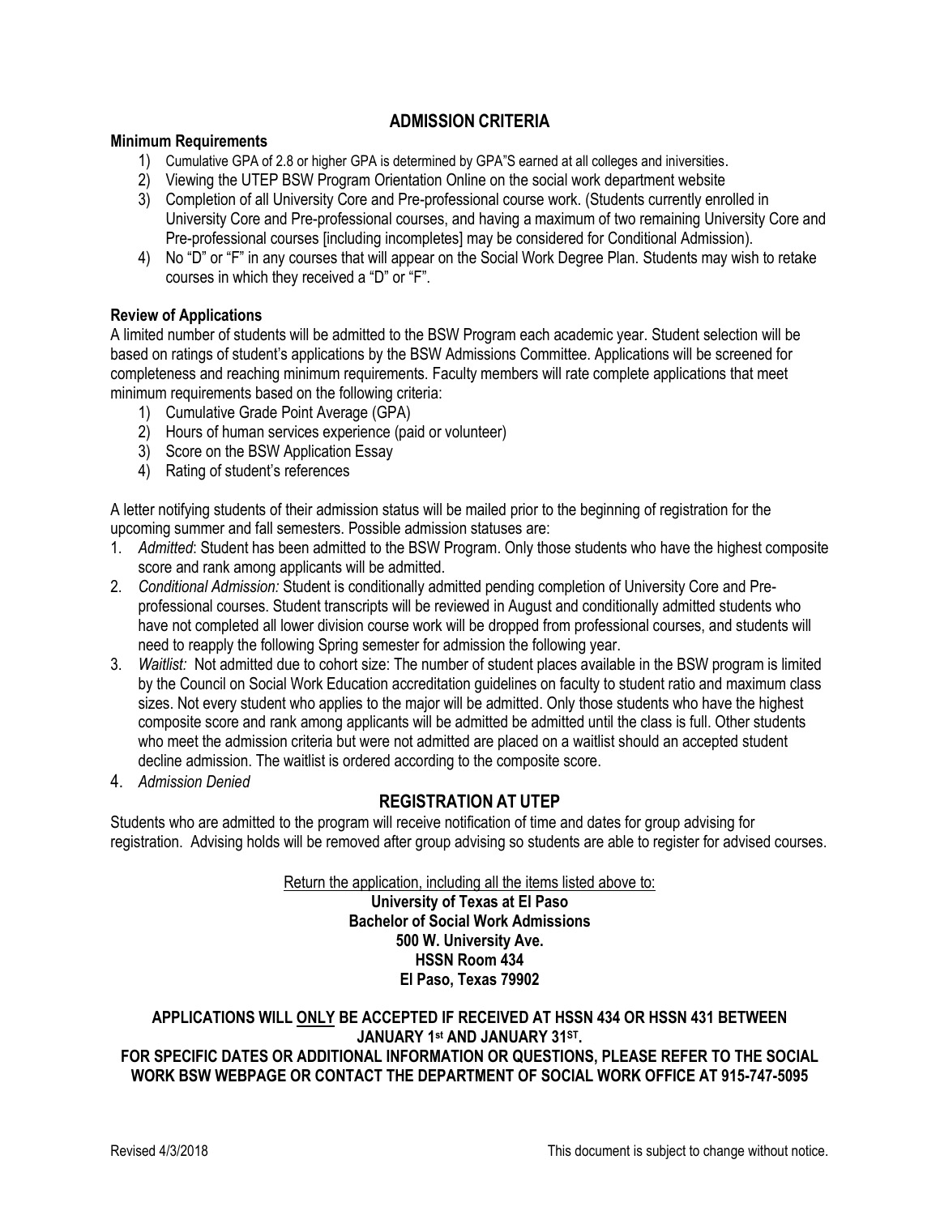## ADMISSION CRITERIA

### Minimum Requirements

1) Cumulative GPA of 2.8 or higher GPA is determined by GPA"S earned at all colleges and iniversities.
2) Viewing the UTEP BSW Program Orientation Online on the social work department website
3) Completion of all University Core and Pre-professional course work. (Students currently enrolled in University Core and Pre-professional courses, and having a maximum of two remaining University Core and Pre-professional courses [including incompletes] may be considered for Conditional Admission).
4) No "D" or "F" in any courses that will appear on the Social Work Degree Plan. Students may wish to retake courses in which they received a "D" or "F".

### Review of Applications

A limited number of students will be admitted to the BSW Program each academic year. Student selection will be based on ratings of student's applications by the BSW Admissions Committee. Applications will be screened for completeness and reaching minimum requirements. Faculty members will rate complete applications that meet minimum requirements based on the following criteria:

1) Cumulative Grade Point Average (GPA)
2) Hours of human services experience (paid or volunteer)
3) Score on the BSW Application Essay
4) Rating of student's references

A letter notifying students of their admission status will be mailed prior to the beginning of registration for the upcoming summer and fall semesters. Possible admission statuses are:

1. *Admitted*: Student has been admitted to the BSW Program. Only those students who have the highest composite score and rank among applicants will be admitted.
2. *Conditional Admission:* Student is conditionally admitted pending completion of University Core and Pre-professional courses. Student transcripts will be reviewed in August and conditionally admitted students who have not completed all lower division course work will be dropped from professional courses, and students will need to reapply the following Spring semester for admission the following year.
3. *Waitlist:* Not admitted due to cohort size: The number of student places available in the BSW program is limited by the Council on Social Work Education accreditation guidelines on faculty to student ratio and maximum class sizes. Not every student who applies to the major will be admitted. Only those students who have the highest composite score and rank among applicants will be admitted be admitted until the class is full. Other students who meet the admission criteria but were not admitted are placed on a waitlist should an accepted student decline admission. The waitlist is ordered according to the composite score.
4. *Admission Denied*

## REGISTRATION AT UTEP

Students who are admitted to the program will receive notification of time and dates for group advising for registration. Advising holds will be removed after group advising so students are able to register for advised courses.

Return the application, including all the items listed above to:

**University of Texas at El Paso**
**Bachelor of Social Work Admissions**
**500 W. University Ave.**
**HSSN Room 434**
**El Paso, Texas 79902**

**APPLICATIONS WILL ONLY BE ACCEPTED IF RECEIVED AT HSSN 434 OR HSSN 431 BETWEEN JANUARY 1st AND JANUARY 31ST.**

**FOR SPECIFIC DATES OR ADDITIONAL INFORMATION OR QUESTIONS, PLEASE REFER TO THE SOCIAL WORK BSW WEBPAGE OR CONTACT THE DEPARTMENT OF SOCIAL WORK OFFICE AT 915-747-5095**

Revised 4/3/2018

This document is subject to change without notice.